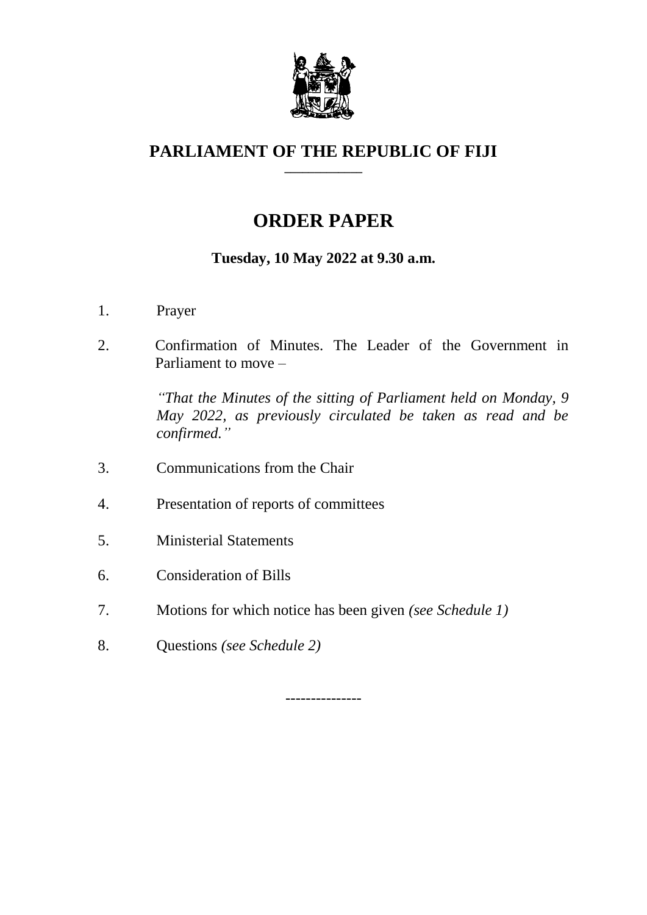# PARLIAMENT OF THE REPUBLIC OF FIJI

---

## ORDER PAPER

**Tuesday, 10 May 2022 at 9.30 a.m.**

1. Prayer

2. Confirmation of Minutes. The Leader of the Government in Parliament to move –

   *"That the Minutes of the sitting of Parliament held on Monday, 9 May 2022, as previously circulated be taken as read and be confirmed."*

3. Communications from the Chair

4. Presentation of reports of committees

5. Ministerial Statements

6. Consideration of Bills

7. Motions for which notice has been given *(see Schedule 1)*

8. Questions *(see Schedule 2)*

---------------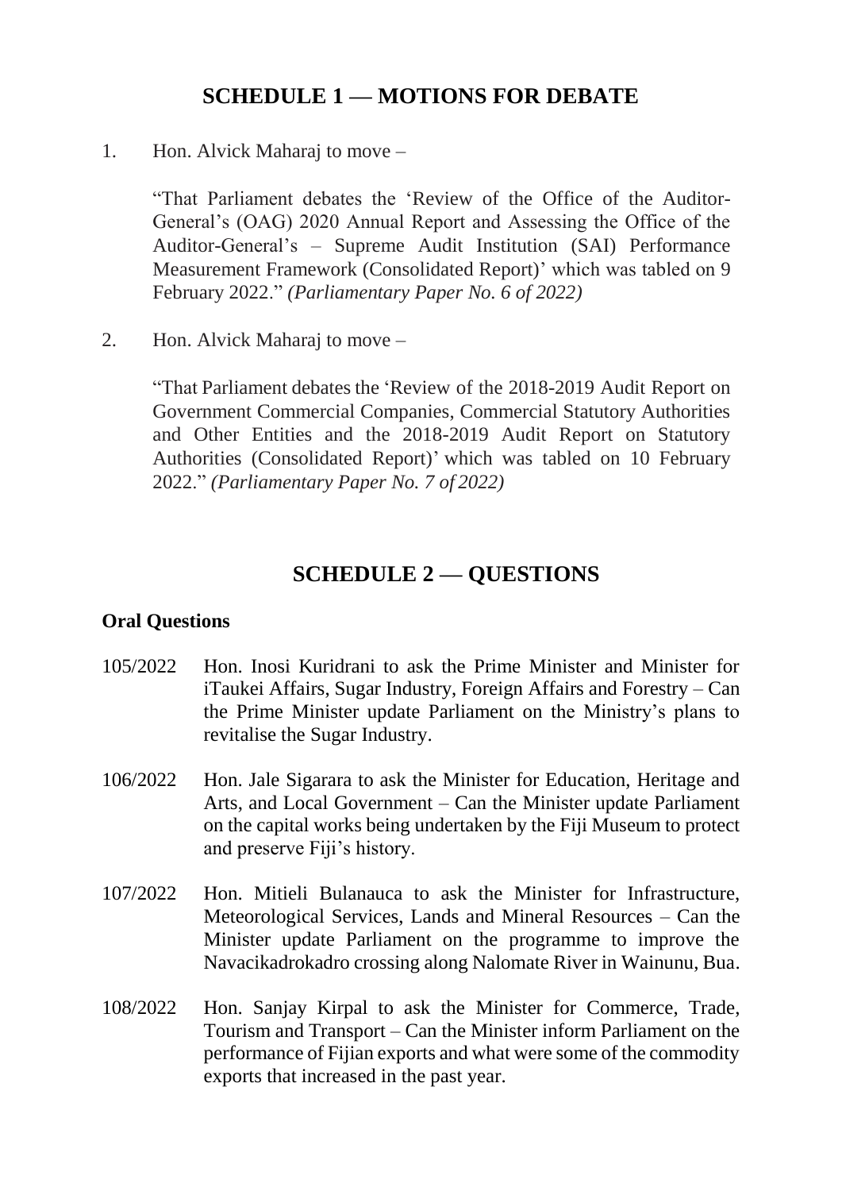## SCHEDULE 1 — MOTIONS FOR DEBATE

1. Hon. Alvick Maharaj to move –

   "That Parliament debates the 'Review of the Office of the Auditor-General's (OAG) 2020 Annual Report and Assessing the Office of the Auditor-General's – Supreme Audit Institution (SAI) Performance Measurement Framework (Consolidated Report)' which was tabled on 9 February 2022." *(Parliamentary Paper No. 6 of 2022)*

2. Hon. Alvick Maharaj to move –

   "That Parliament debates the 'Review of the 2018-2019 Audit Report on Government Commercial Companies, Commercial Statutory Authorities and Other Entities and the 2018-2019 Audit Report on Statutory Authorities (Consolidated Report)' which was tabled on 10 February 2022." *(Parliamentary Paper No. 7 of 2022)*

## SCHEDULE 2 — QUESTIONS

**Oral Questions**

105/2022 Hon. Inosi Kuridrani to ask the Prime Minister and Minister for iTaukei Affairs, Sugar Industry, Foreign Affairs and Forestry – Can the Prime Minister update Parliament on the Ministry's plans to revitalise the Sugar Industry.

106/2022 Hon. Jale Sigarara to ask the Minister for Education, Heritage and Arts, and Local Government – Can the Minister update Parliament on the capital works being undertaken by the Fiji Museum to protect and preserve Fiji's history.

107/2022 Hon. Mitieli Bulanauca to ask the Minister for Infrastructure, Meteorological Services, Lands and Mineral Resources – Can the Minister update Parliament on the programme to improve the Navacikadrokadro crossing along Nalomate River in Wainunu, Bua.

108/2022 Hon. Sanjay Kirpal to ask the Minister for Commerce, Trade, Tourism and Transport – Can the Minister inform Parliament on the performance of Fijian exports and what were some of the commodity exports that increased in the past year.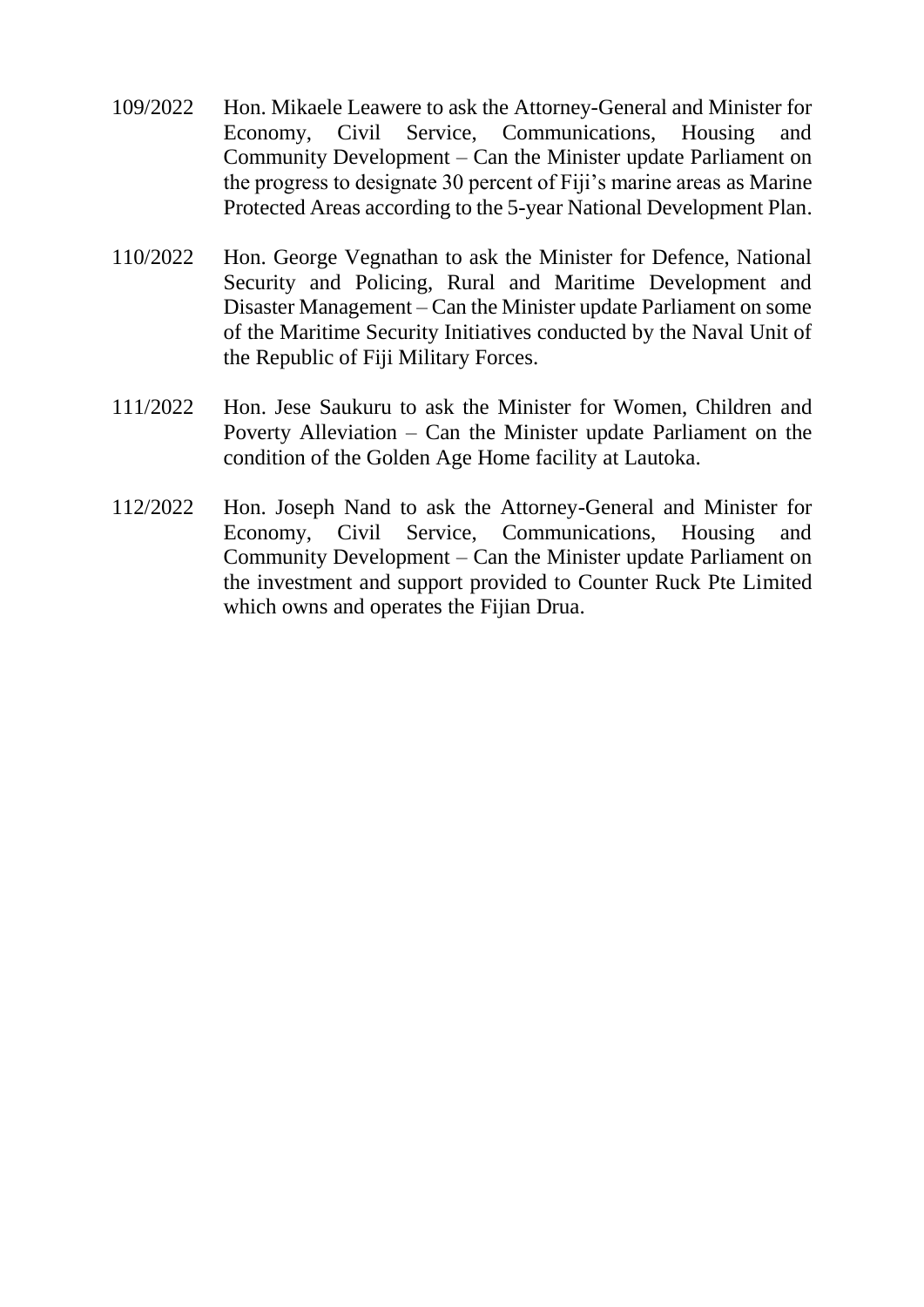109/2022 Hon. Mikaele Leawere to ask the Attorney-General and Minister for Economy, Civil Service, Communications, Housing and Community Development – Can the Minister update Parliament on the progress to designate 30 percent of Fiji's marine areas as Marine Protected Areas according to the 5-year National Development Plan.

110/2022 Hon. George Vegnathan to ask the Minister for Defence, National Security and Policing, Rural and Maritime Development and Disaster Management – Can the Minister update Parliament on some of the Maritime Security Initiatives conducted by the Naval Unit of the Republic of Fiji Military Forces.

111/2022 Hon. Jese Saukuru to ask the Minister for Women, Children and Poverty Alleviation – Can the Minister update Parliament on the condition of the Golden Age Home facility at Lautoka.

112/2022 Hon. Joseph Nand to ask the Attorney-General and Minister for Economy, Civil Service, Communications, Housing and Community Development – Can the Minister update Parliament on the investment and support provided to Counter Ruck Pte Limited which owns and operates the Fijian Drua.